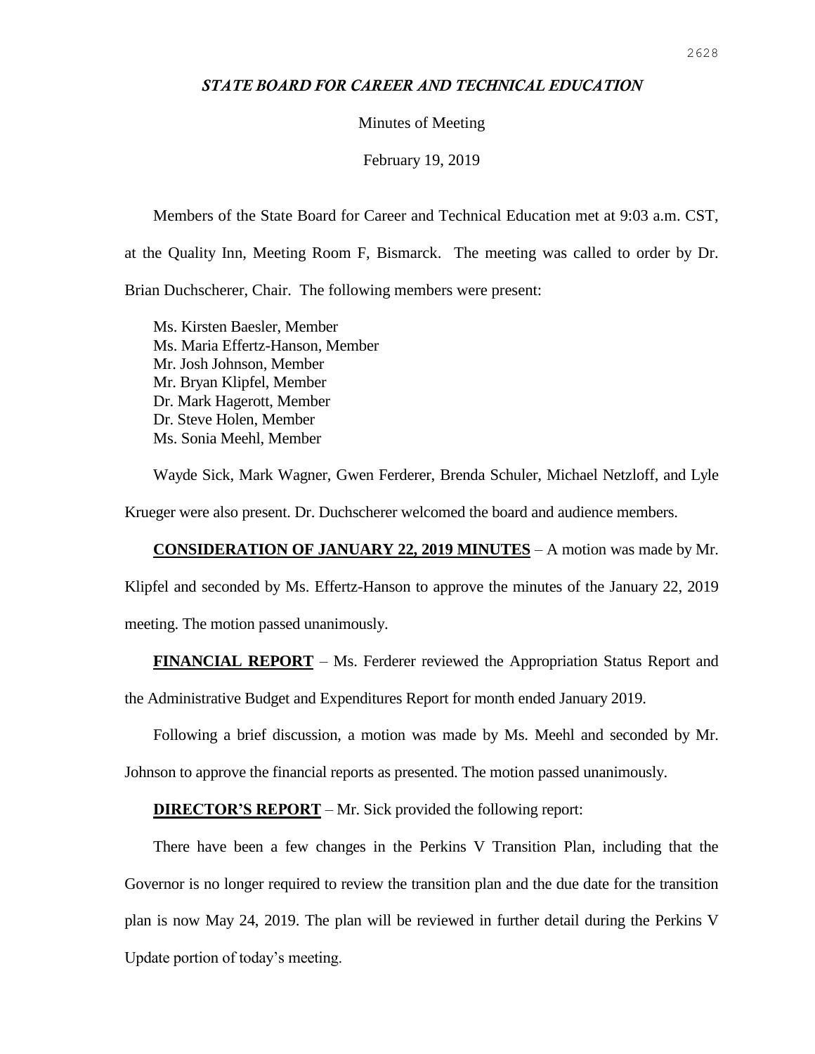## *STATE BOARD FOR CAREER AND TECHNICAL EDUCATION*

Minutes of Meeting

February 19, 2019

Members of the State Board for Career and Technical Education met at 9:03 a.m. CST, at the Quality Inn, Meeting Room F, Bismarck. The meeting was called to order by Dr. Brian Duchscherer, Chair. The following members were present:

Ms. Kirsten Baesler, Member
Ms. Maria Effertz-Hanson, Member
Mr. Josh Johnson, Member
Mr. Bryan Klipfel, Member
Dr. Mark Hagerott, Member
Dr. Steve Holen, Member
Ms. Sonia Meehl, Member

Wayde Sick, Mark Wagner, Gwen Ferderer, Brenda Schuler, Michael Netzloff, and Lyle Krueger were also present. Dr. Duchscherer welcomed the board and audience members.

**CONSIDERATION OF JANUARY 22, 2019 MINUTES** – A motion was made by Mr. Klipfel and seconded by Ms. Effertz-Hanson to approve the minutes of the January 22, 2019 meeting. The motion passed unanimously.

**FINANCIAL REPORT** – Ms. Ferderer reviewed the Appropriation Status Report and the Administrative Budget and Expenditures Report for month ended January 2019.

Following a brief discussion, a motion was made by Ms. Meehl and seconded by Mr. Johnson to approve the financial reports as presented. The motion passed unanimously.

**DIRECTOR'S REPORT** – Mr. Sick provided the following report:

There have been a few changes in the Perkins V Transition Plan, including that the Governor is no longer required to review the transition plan and the due date for the transition plan is now May 24, 2019. The plan will be reviewed in further detail during the Perkins V Update portion of today's meeting.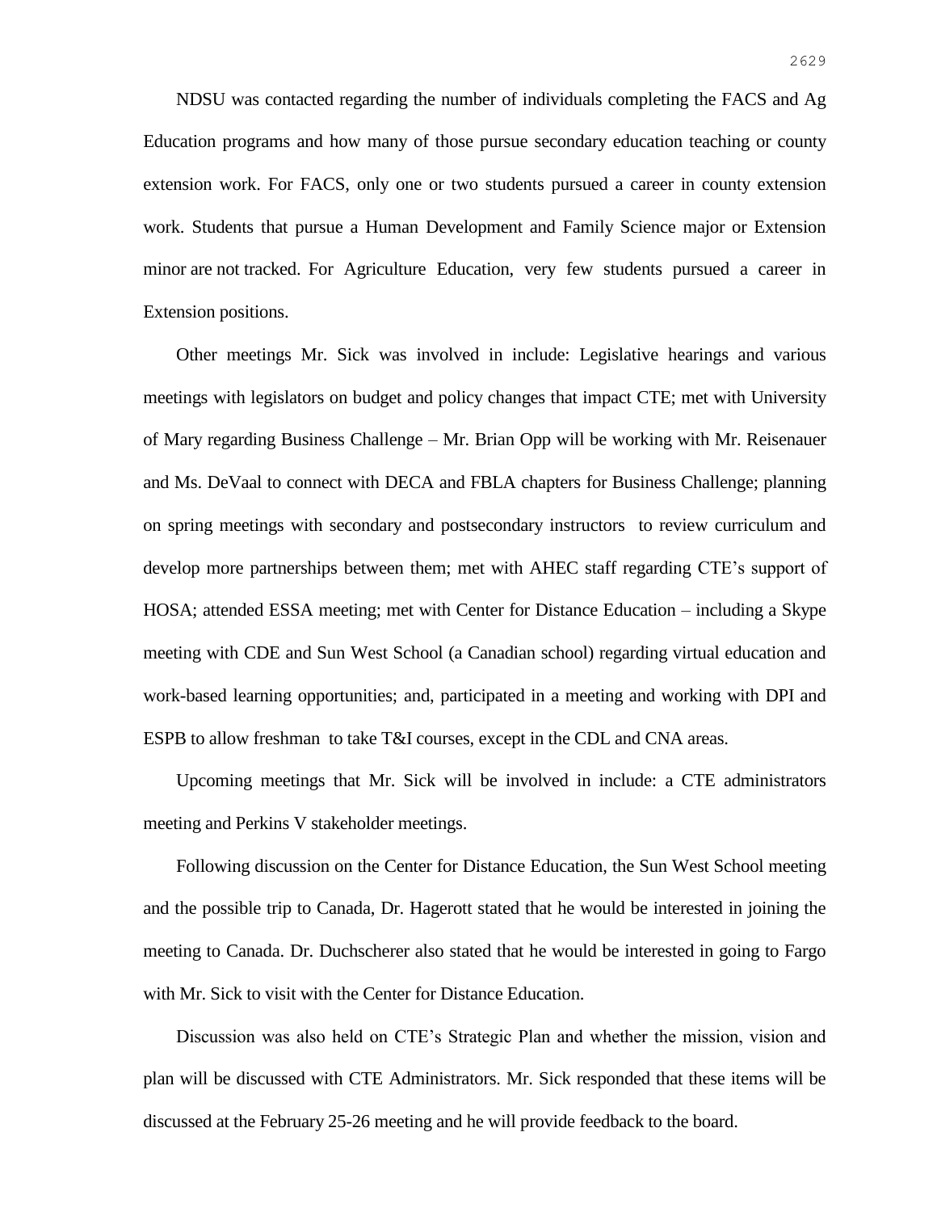NDSU was contacted regarding the number of individuals completing the FACS and Ag Education programs and how many of those pursue secondary education teaching or county extension work. For FACS, only one or two students pursued a career in county extension work. Students that pursue a Human Development and Family Science major or Extension minor are not tracked. For Agriculture Education, very few students pursued a career in Extension positions.

Other meetings Mr. Sick was involved in include: Legislative hearings and various meetings with legislators on budget and policy changes that impact CTE; met with University of Mary regarding Business Challenge – Mr. Brian Opp will be working with Mr. Reisenauer and Ms. DeVaal to connect with DECA and FBLA chapters for Business Challenge; planning on spring meetings with secondary and postsecondary instructors to review curriculum and develop more partnerships between them; met with AHEC staff regarding CTE's support of HOSA; attended ESSA meeting; met with Center for Distance Education – including a Skype meeting with CDE and Sun West School (a Canadian school) regarding virtual education and work-based learning opportunities; and, participated in a meeting and working with DPI and ESPB to allow freshman to take T&I courses, except in the CDL and CNA areas.

Upcoming meetings that Mr. Sick will be involved in include: a CTE administrators meeting and Perkins V stakeholder meetings.

Following discussion on the Center for Distance Education, the Sun West School meeting and the possible trip to Canada, Dr. Hagerott stated that he would be interested in joining the meeting to Canada. Dr. Duchscherer also stated that he would be interested in going to Fargo with Mr. Sick to visit with the Center for Distance Education.

Discussion was also held on CTE's Strategic Plan and whether the mission, vision and plan will be discussed with CTE Administrators. Mr. Sick responded that these items will be discussed at the February 25-26 meeting and he will provide feedback to the board.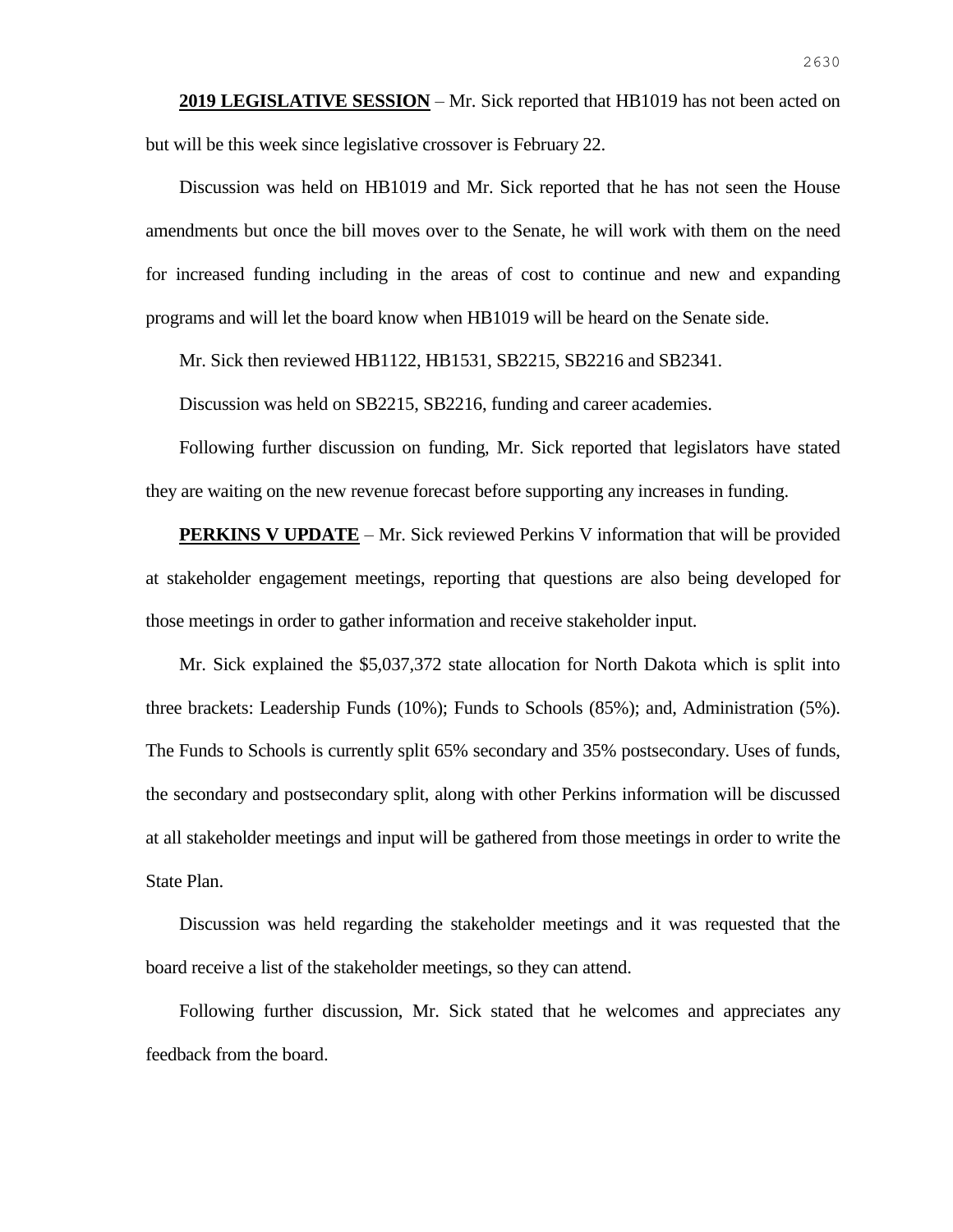**2019 LEGISLATIVE SESSION** – Mr. Sick reported that HB1019 has not been acted on but will be this week since legislative crossover is February 22.

Discussion was held on HB1019 and Mr. Sick reported that he has not seen the House amendments but once the bill moves over to the Senate, he will work with them on the need for increased funding including in the areas of cost to continue and new and expanding programs and will let the board know when HB1019 will be heard on the Senate side.

Mr. Sick then reviewed HB1122, HB1531, SB2215, SB2216 and SB2341.

Discussion was held on SB2215, SB2216, funding and career academies.

Following further discussion on funding, Mr. Sick reported that legislators have stated they are waiting on the new revenue forecast before supporting any increases in funding.

**PERKINS V UPDATE** – Mr. Sick reviewed Perkins V information that will be provided at stakeholder engagement meetings, reporting that questions are also being developed for those meetings in order to gather information and receive stakeholder input.

Mr. Sick explained the $5,037,372 state allocation for North Dakota which is split into three brackets: Leadership Funds (10%); Funds to Schools (85%); and, Administration (5%). The Funds to Schools is currently split 65% secondary and 35% postsecondary. Uses of funds, the secondary and postsecondary split, along with other Perkins information will be discussed at all stakeholder meetings and input will be gathered from those meetings in order to write the State Plan.

Discussion was held regarding the stakeholder meetings and it was requested that the board receive a list of the stakeholder meetings, so they can attend.

Following further discussion, Mr. Sick stated that he welcomes and appreciates any feedback from the board.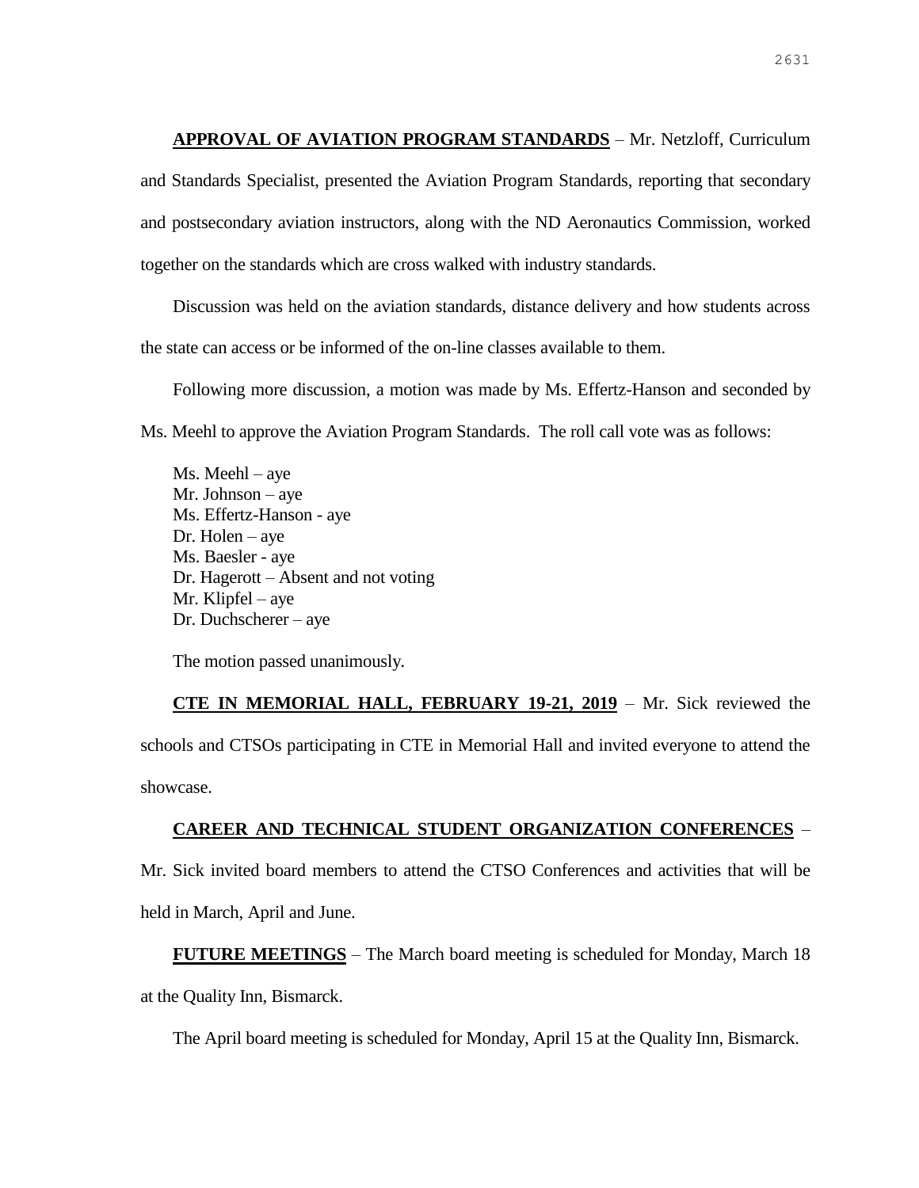**APPROVAL OF AVIATION PROGRAM STANDARDS** – Mr. Netzloff, Curriculum and Standards Specialist, presented the Aviation Program Standards, reporting that secondary and postsecondary aviation instructors, along with the ND Aeronautics Commission, worked together on the standards which are cross walked with industry standards.

Discussion was held on the aviation standards, distance delivery and how students across the state can access or be informed of the on-line classes available to them.

Following more discussion, a motion was made by Ms. Effertz-Hanson and seconded by Ms. Meehl to approve the Aviation Program Standards. The roll call vote was as follows:

Ms. Meehl – aye
Mr. Johnson – aye
Ms. Effertz-Hanson - aye
Dr. Holen – aye
Ms. Baesler - aye
Dr. Hagerott – Absent and not voting
Mr. Klipfel – aye
Dr. Duchscherer – aye

The motion passed unanimously.

**CTE IN MEMORIAL HALL, FEBRUARY 19-21, 2019** – Mr. Sick reviewed the schools and CTSOs participating in CTE in Memorial Hall and invited everyone to attend the showcase.

**CAREER AND TECHNICAL STUDENT ORGANIZATION CONFERENCES** – Mr. Sick invited board members to attend the CTSO Conferences and activities that will be held in March, April and June.

**FUTURE MEETINGS** – The March board meeting is scheduled for Monday, March 18 at the Quality Inn, Bismarck.

The April board meeting is scheduled for Monday, April 15 at the Quality Inn, Bismarck.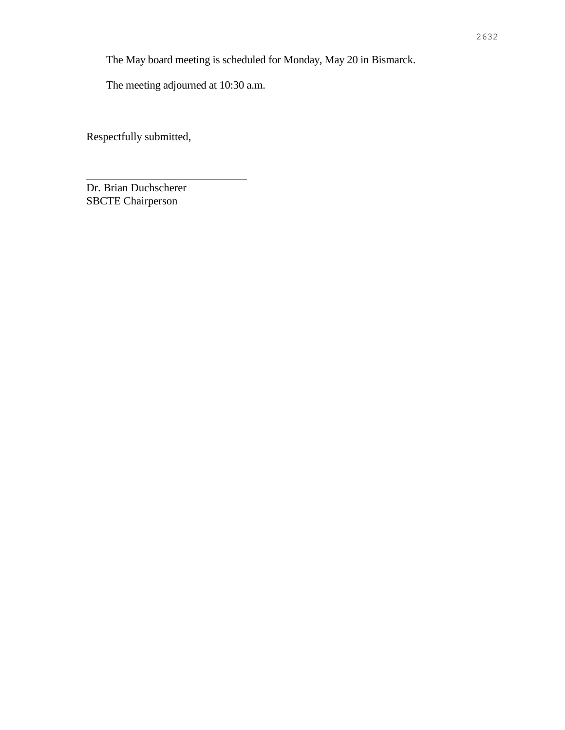The May board meeting is scheduled for Monday, May 20 in Bismarck.

The meeting adjourned at 10:30 a.m.

Respectfully submitted,

______________________________
Dr. Brian Duchscherer
SBCTE Chairperson